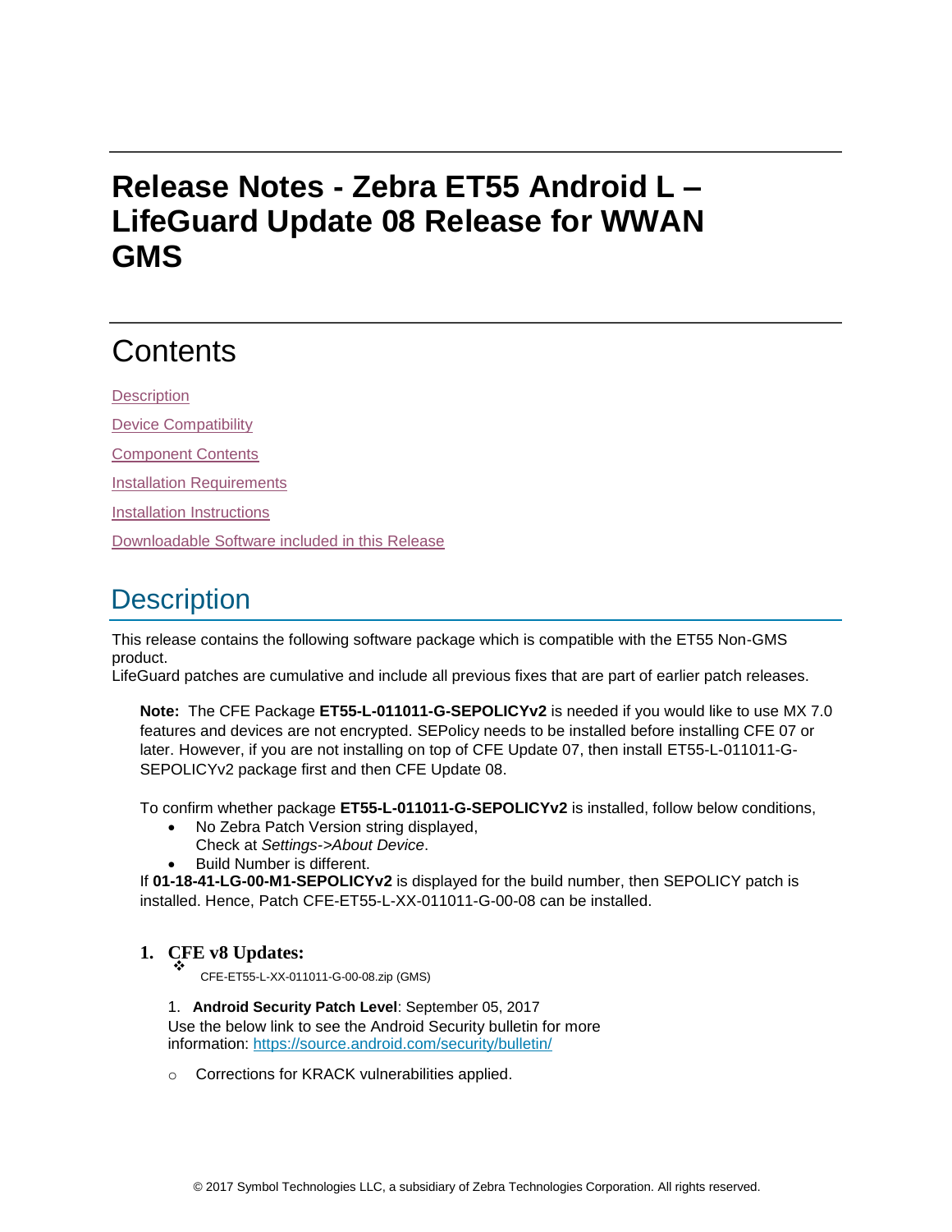# Release Notes - Zebra ET55 Android L – LifeGuard Update 08 Release for WWAN GMS

## Contents

Description

Device Compatibility

Component Contents

Installation Requirements

Installation Instructions

Downloadable Software included in this Release

## Description

This release contains the following software package which is compatible with the ET55 Non-GMS product.
LifeGuard patches are cumulative and include all previous fixes that are part of earlier patch releases.

**Note:** The CFE Package **ET55-L-011011-G-SEPOLICYv2** is needed if you would like to use MX 7.0 features and devices are not encrypted. SEPolicy needs to be installed before installing CFE 07 or later. However, if you are not installing on top of CFE Update 07, then install ET55-L-011011-G-SEPOLICYv2 package first and then CFE Update 08.

To confirm whether package **ET55-L-011011-G-SEPOLICYv2** is installed, follow below conditions,

- No Zebra Patch Version string displayed,
  Check at *Settings->About Device*.
- Build Number is different.

If **01-18-41-LG-00-M1-SEPOLICYv2** is displayed for the build number, then SEPOLICY patch is installed. Hence, Patch CFE-ET55-L-XX-011011-G-00-08 can be installed.

### 1. CFE v8 Updates:

- CFE-ET55-L-XX-011011-G-00-08.zip (GMS)

1. **Android Security Patch Level**: September 05, 2017
   Use the below link to see the Android Security bulletin for more information: https://source.android.com/security/bulletin/

   - Corrections for KRACK vulnerabilities applied.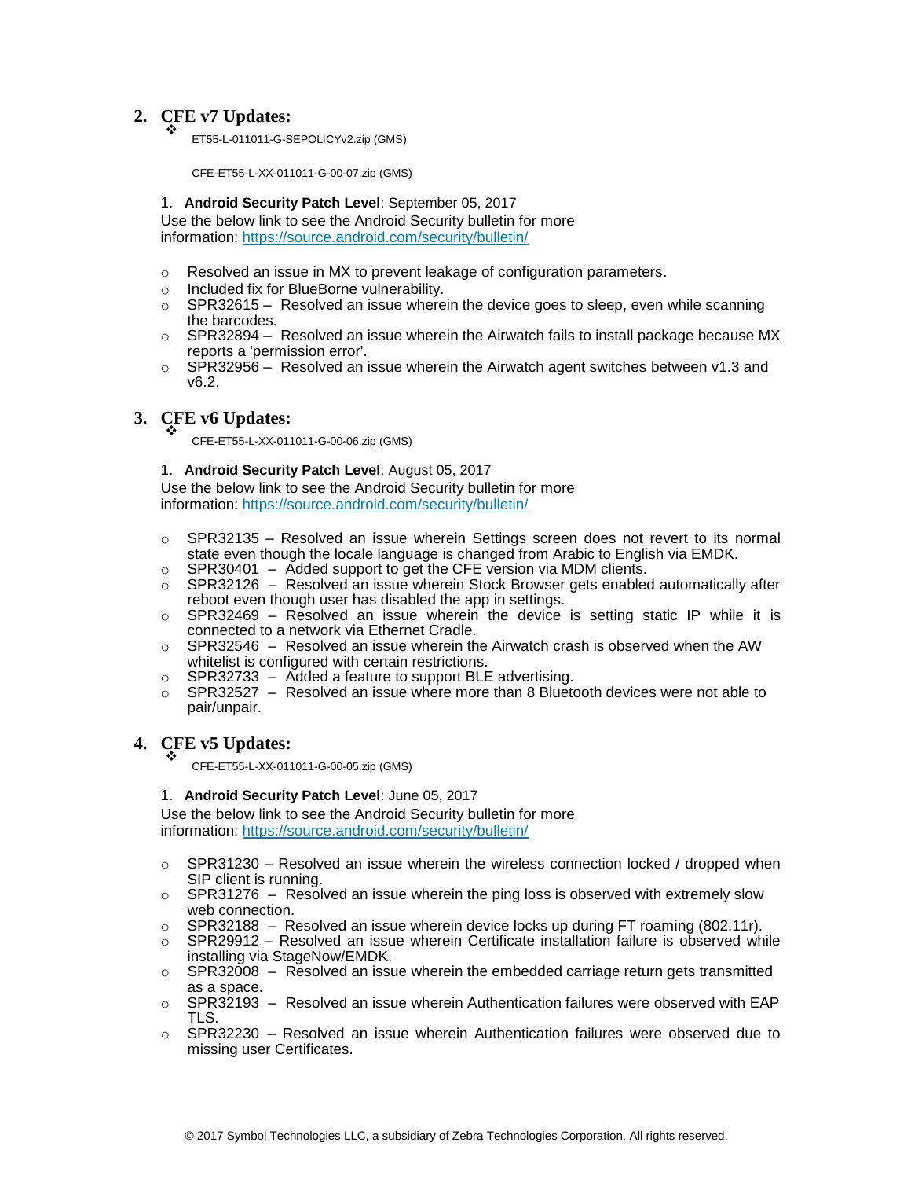## 2. CFE v7 Updates:

❖ ET55-L-011011-G-SEPOLICYv2.zip (GMS)

CFE-ET55-L-XX-011011-G-00-07.zip (GMS)

1. **Android Security Patch Level**: September 05, 2017
   Use the below link to see the Android Security bulletin for more information: https://source.android.com/security/bulletin/

- Resolved an issue in MX to prevent leakage of configuration parameters.
- Included fix for BlueBorne vulnerability.
- SPR32615 – Resolved an issue wherein the device goes to sleep, even while scanning the barcodes.
- SPR32894 – Resolved an issue wherein the Airwatch fails to install package because MX reports a 'permission error'.
- SPR32956 – Resolved an issue wherein the Airwatch agent switches between v1.3 and v6.2.

## 3. CFE v6 Updates:

❖ CFE-ET55-L-XX-011011-G-00-06.zip (GMS)

1. **Android Security Patch Level**: August 05, 2017
   Use the below link to see the Android Security bulletin for more information: https://source.android.com/security/bulletin/

- SPR32135 – Resolved an issue wherein Settings screen does not revert to its normal state even though the locale language is changed from Arabic to English via EMDK.
- SPR30401 – Added support to get the CFE version via MDM clients.
- SPR32126 – Resolved an issue wherein Stock Browser gets enabled automatically after reboot even though user has disabled the app in settings.
- SPR32469 – Resolved an issue wherein the device is setting static IP while it is connected to a network via Ethernet Cradle.
- SPR32546 – Resolved an issue wherein the Airwatch crash is observed when the AW whitelist is configured with certain restrictions.
- SPR32733 – Added a feature to support BLE advertising.
- SPR32527 – Resolved an issue where more than 8 Bluetooth devices were not able to pair/unpair.

## 4. CFE v5 Updates:

❖ CFE-ET55-L-XX-011011-G-00-05.zip (GMS)

1. **Android Security Patch Level**: June 05, 2017
   Use the below link to see the Android Security bulletin for more information: https://source.android.com/security/bulletin/

- SPR31230 – Resolved an issue wherein the wireless connection locked / dropped when SIP client is running.
- SPR31276 – Resolved an issue wherein the ping loss is observed with extremely slow web connection.
- SPR32188 – Resolved an issue wherein device locks up during FT roaming (802.11r).
- SPR29912 – Resolved an issue wherein Certificate installation failure is observed while installing via StageNow/EMDK.
- SPR32008 – Resolved an issue wherein the embedded carriage return gets transmitted as a space.
- SPR32193 – Resolved an issue wherein Authentication failures were observed with EAP TLS.
- SPR32230 – Resolved an issue wherein Authentication failures were observed due to missing user Certificates.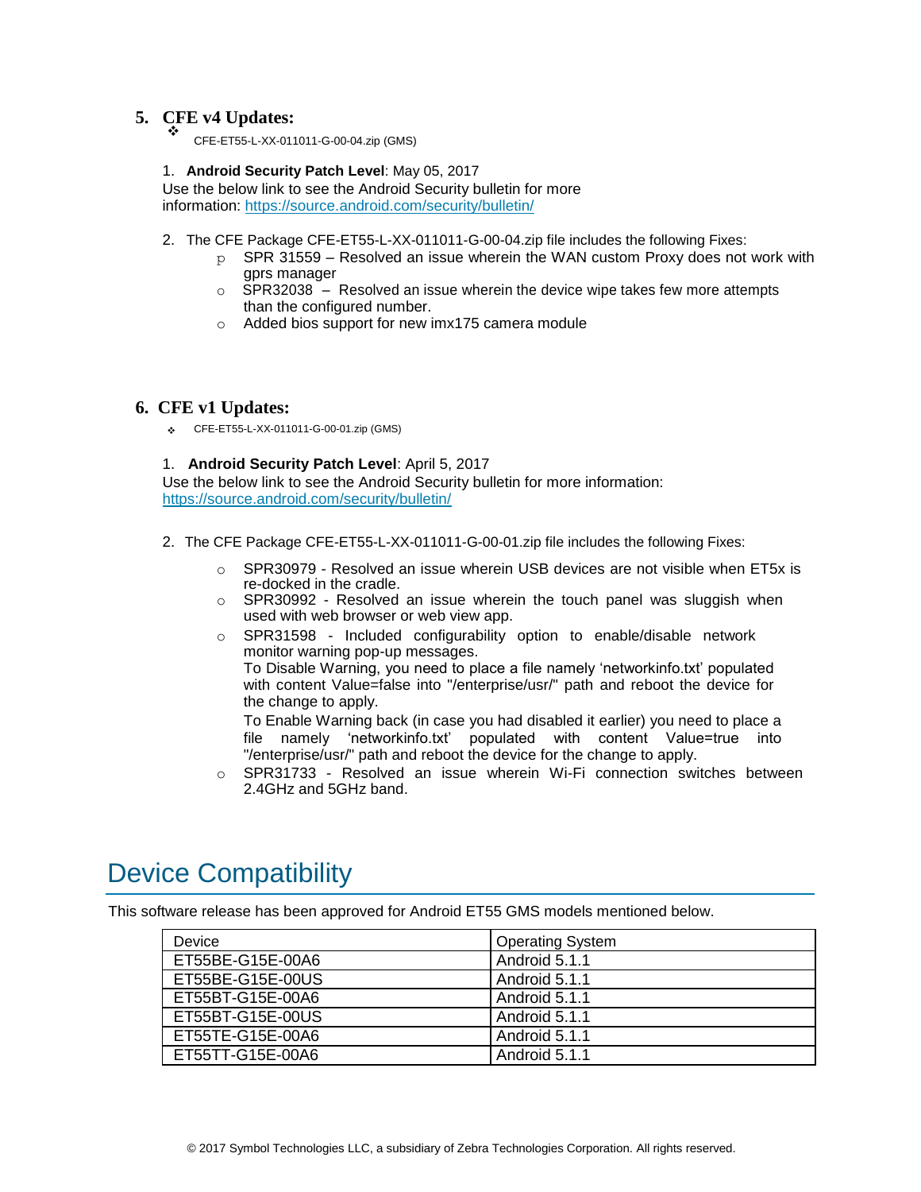## 5. CFE v4 Updates:

- CFE-ET55-L-XX-011011-G-00-04.zip (GMS)

1. **Android Security Patch Level**: May 05, 2017
Use the below link to see the Android Security bulletin for more information: https://source.android.com/security/bulletin/

2. The CFE Package CFE-ET55-L-XX-011011-G-00-04.zip file includes the following Fixes:
   - SPR 31559 – Resolved an issue wherein the WAN custom Proxy does not work with gprs manager
   - SPR32038 – Resolved an issue wherein the device wipe takes few more attempts than the configured number.
   - Added bios support for new imx175 camera module

## 6. CFE v1 Updates:

- CFE-ET55-L-XX-011011-G-00-01.zip (GMS)

1. **Android Security Patch Level**: April 5, 2017
Use the below link to see the Android Security bulletin for more information: https://source.android.com/security/bulletin/

2. The CFE Package CFE-ET55-L-XX-011011-G-00-01.zip file includes the following Fixes:
   - SPR30979 - Resolved an issue wherein USB devices are not visible when ET5x is re-docked in the cradle.
   - SPR30992 - Resolved an issue wherein the touch panel was sluggish when used with web browser or web view app.
   - SPR31598 - Included configurability option to enable/disable network monitor warning pop-up messages.
     To Disable Warning, you need to place a file namely 'networkinfo.txt' populated with content Value=false into "/enterprise/usr/" path and reboot the device for the change to apply.
     To Enable Warning back (in case you had disabled it earlier) you need to place a file namely 'networkinfo.txt' populated with content Value=true into "/enterprise/usr/" path and reboot the device for the change to apply.
   - SPR31733 - Resolved an issue wherein Wi-Fi connection switches between 2.4GHz and 5GHz band.

# Device Compatibility

This software release has been approved for Android ET55 GMS models mentioned below.

| Device | Operating System |
|---|---|
| ET55BE-G15E-00A6 | Android 5.1.1 |
| ET55BE-G15E-00US | Android 5.1.1 |
| ET55BT-G15E-00A6 | Android 5.1.1 |
| ET55BT-G15E-00US | Android 5.1.1 |
| ET55TE-G15E-00A6 | Android 5.1.1 |
| ET55TT-G15E-00A6 | Android 5.1.1 |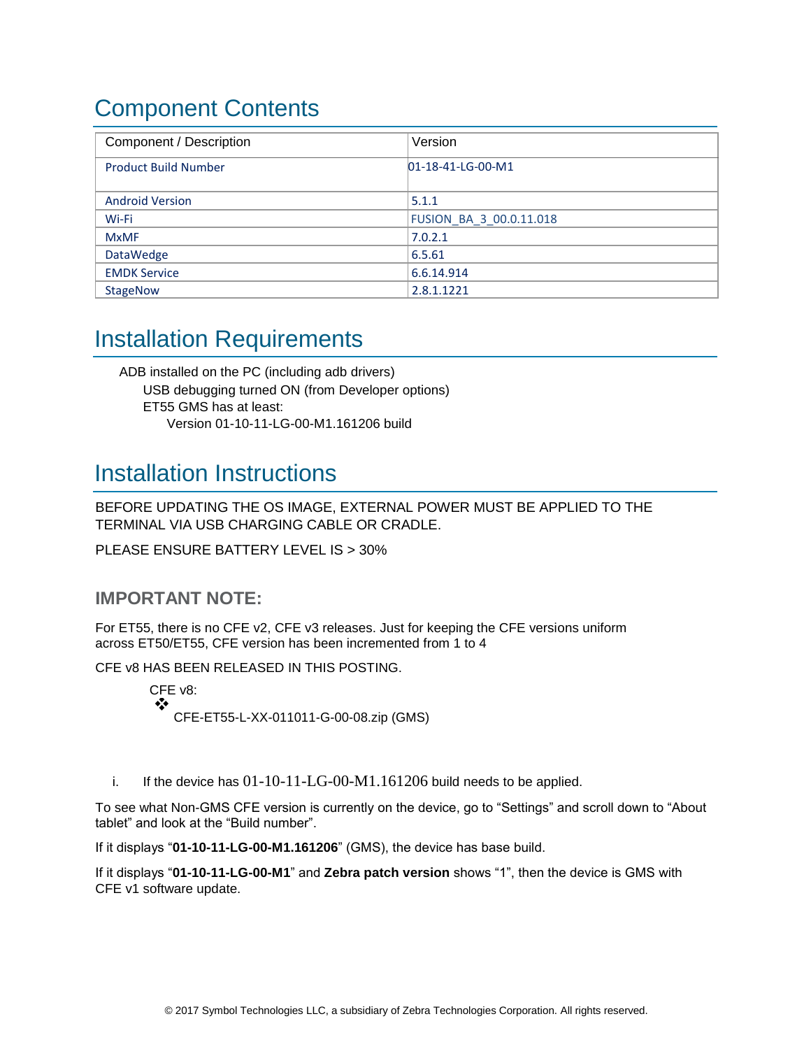# Component Contents

| Component / Description | Version |
|---|---|
| Product Build Number | 01-18-41-LG-00-M1 |
| Android Version | 5.1.1 |
| Wi-Fi | FUSION_BA_3_00.0.11.018 |
| MxMF | 7.0.2.1 |
| DataWedge | 6.5.61 |
| EMDK Service | 6.6.14.914 |
| StageNow | 2.8.1.1221 |

# Installation Requirements

ADB installed on the PC (including adb drivers)

- USB debugging turned ON (from Developer options)
- ET55 GMS has at least:
  - Version 01-10-11-LG-00-M1.161206 build

# Installation Instructions

BEFORE UPDATING THE OS IMAGE, EXTERNAL POWER MUST BE APPLIED TO THE TERMINAL VIA USB CHARGING CABLE OR CRADLE.

PLEASE ENSURE BATTERY LEVEL IS > 30%

## IMPORTANT NOTE:

For ET55, there is no CFE v2, CFE v3 releases. Just for keeping the CFE versions uniform across ET50/ET55, CFE version has been incremented from 1 to 4

CFE v8 HAS BEEN RELEASED IN THIS POSTING.

CFE v8:

- CFE-ET55-L-XX-011011-G-00-08.zip (GMS)

i. If the device has 01-10-11-LG-00-M1.161206 build needs to be applied.

To see what Non-GMS CFE version is currently on the device, go to "Settings" and scroll down to "About tablet" and look at the "Build number".

If it displays "**01-10-11-LG-00-M1.161206**" (GMS), the device has base build.

If it displays "**01-10-11-LG-00-M1**" and **Zebra patch version** shows "1", then the device is GMS with CFE v1 software update.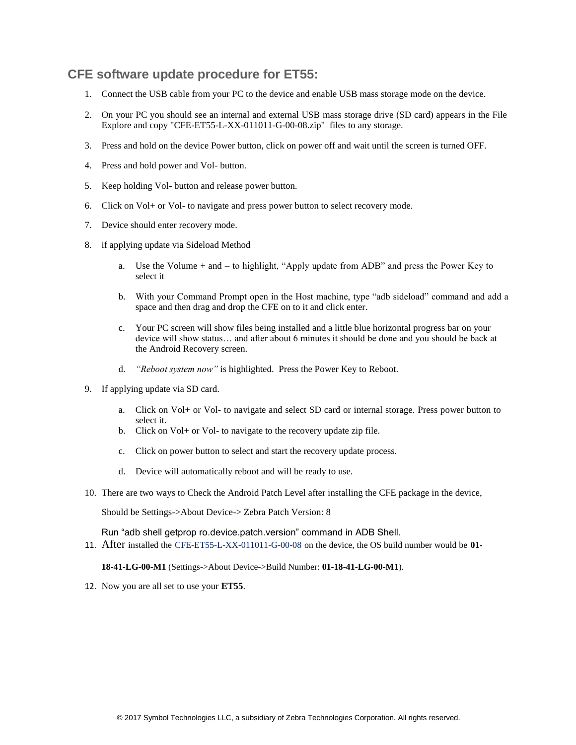## CFE software update procedure for ET55:

1. Connect the USB cable from your PC to the device and enable USB mass storage mode on the device.

2. On your PC you should see an internal and external USB mass storage drive (SD card) appears in the File Explore and copy "CFE-ET55-L-XX-011011-G-00-08.zip" files to any storage.

3. Press and hold on the device Power button, click on power off and wait until the screen is turned OFF.

4. Press and hold power and Vol- button.

5. Keep holding Vol- button and release power button.

6. Click on Vol+ or Vol- to navigate and press power button to select recovery mode.

7. Device should enter recovery mode.

8. if applying update via Sideload Method

   a. Use the Volume + and – to highlight, "Apply update from ADB" and press the Power Key to select it

   b. With your Command Prompt open in the Host machine, type "adb sideload" command and add a space and then drag and drop the CFE on to it and click enter.

   c. Your PC screen will show files being installed and a little blue horizontal progress bar on your device will show status… and after about 6 minutes it should be done and you should be back at the Android Recovery screen.

   d. *"Reboot system now"* is highlighted. Press the Power Key to Reboot.

9. If applying update via SD card.

   a. Click on Vol+ or Vol- to navigate and select SD card or internal storage. Press power button to select it.
   b. Click on Vol+ or Vol- to navigate to the recovery update zip file.

   c. Click on power button to select and start the recovery update process.

   d. Device will automatically reboot and will be ready to use.

10. There are two ways to Check the Android Patch Level after installing the CFE package in the device,

    Should be Settings->About Device-> Zebra Patch Version: 8

    Run "adb shell getprop ro.device.patch.version" command in ADB Shell.

11. After installed the CFE-ET55-L-XX-011011-G-00-08 on the device, the OS build number would be **01-18-41-LG-00-M1** (Settings->About Device->Build Number: **01-18-41-LG-00-M1**).

12. Now you are all set to use your **ET55**.

© 2017 Symbol Technologies LLC, a subsidiary of Zebra Technologies Corporation. All rights reserved.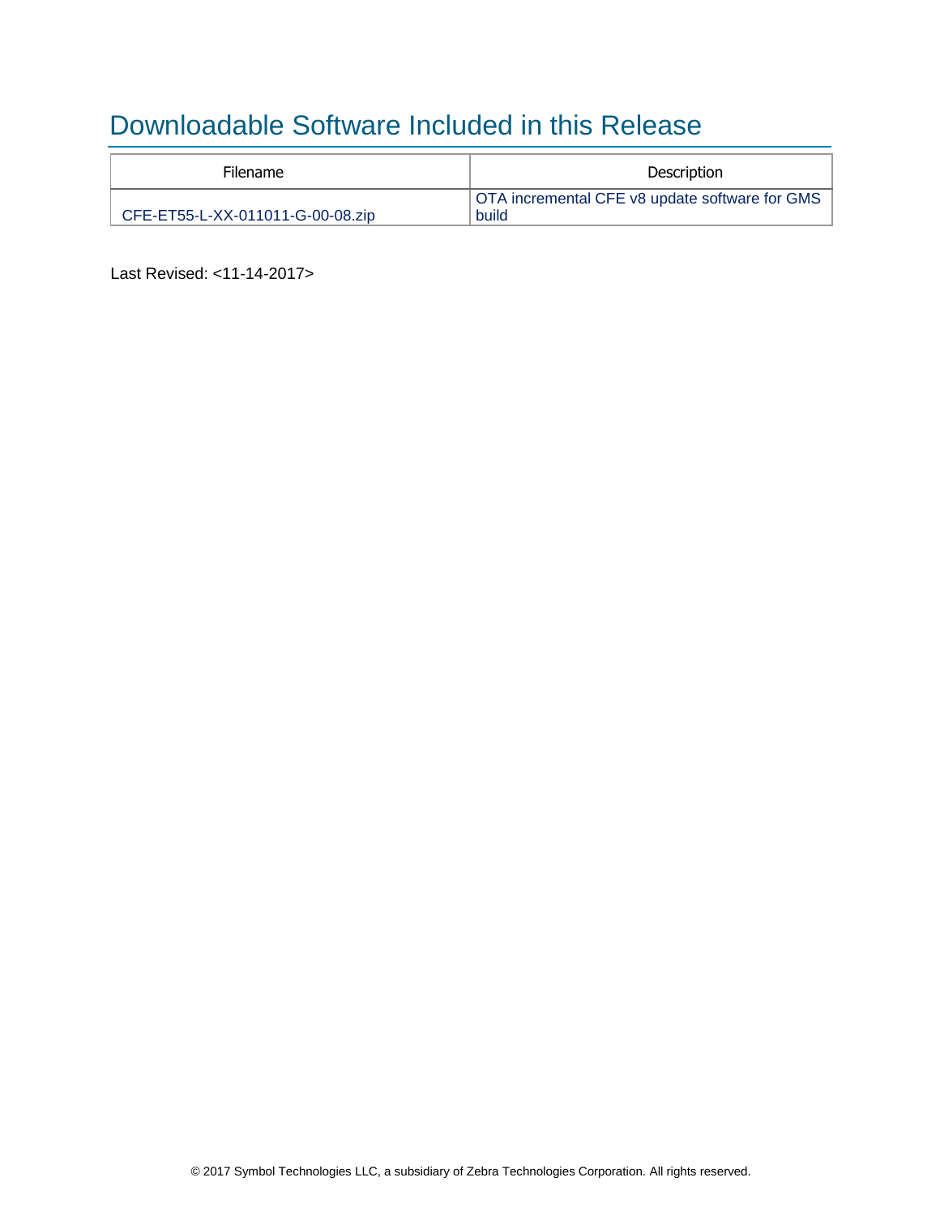# Downloadable Software Included in this Release

| Filename | Description |
|---|---|
| CFE-ET55-L-XX-011011-G-00-08.zip | OTA incremental CFE v8 update software for GMS build |

Last Revised: <11-14-2017>

© 2017 Symbol Technologies LLC, a subsidiary of Zebra Technologies Corporation. All rights reserved.